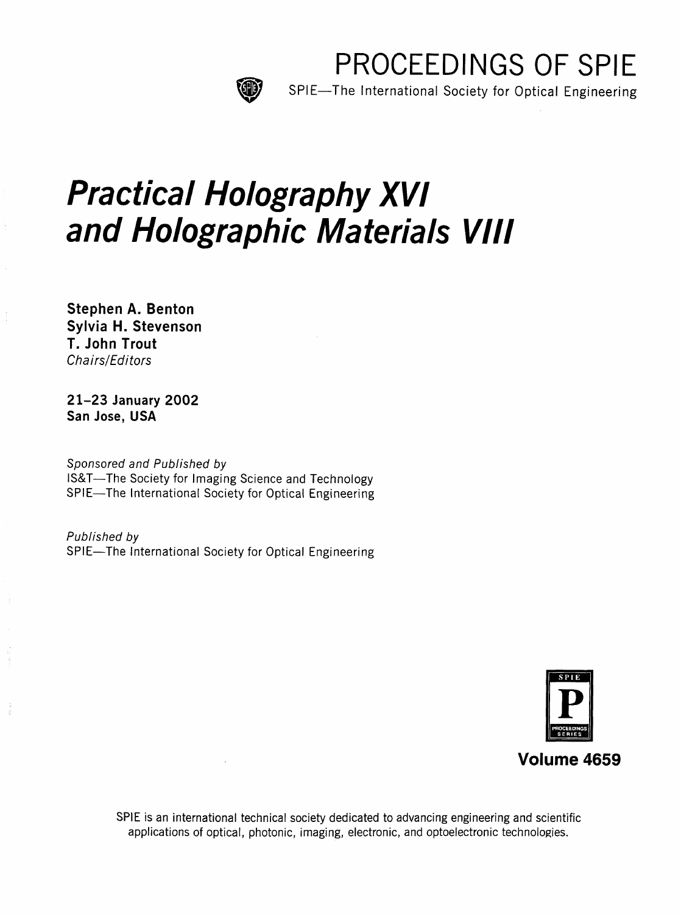# PROCEEDINGS OF SPIE

SPIE—The International Society for Optical Engineering

# *Practical Holography XVI and Holographic Materials VIII*

**Stephen A. Benton**
**Sylvia H. Stevenson**
**T. John Trout**
*Chairs/Editors*

**21–23 January 2002**
**San Jose, USA**

*Sponsored and Published by*
IS&T—The Society for Imaging Science and Technology
SPIE—The International Society for Optical Engineering

*Published by*
SPIE—The International Society for Optical Engineering

SPIE P PROCEEDINGS SERIES

**Volume 4659**

SPIE is an international technical society dedicated to advancing engineering and scientific applications of optical, photonic, imaging, electronic, and optoelectronic technologies.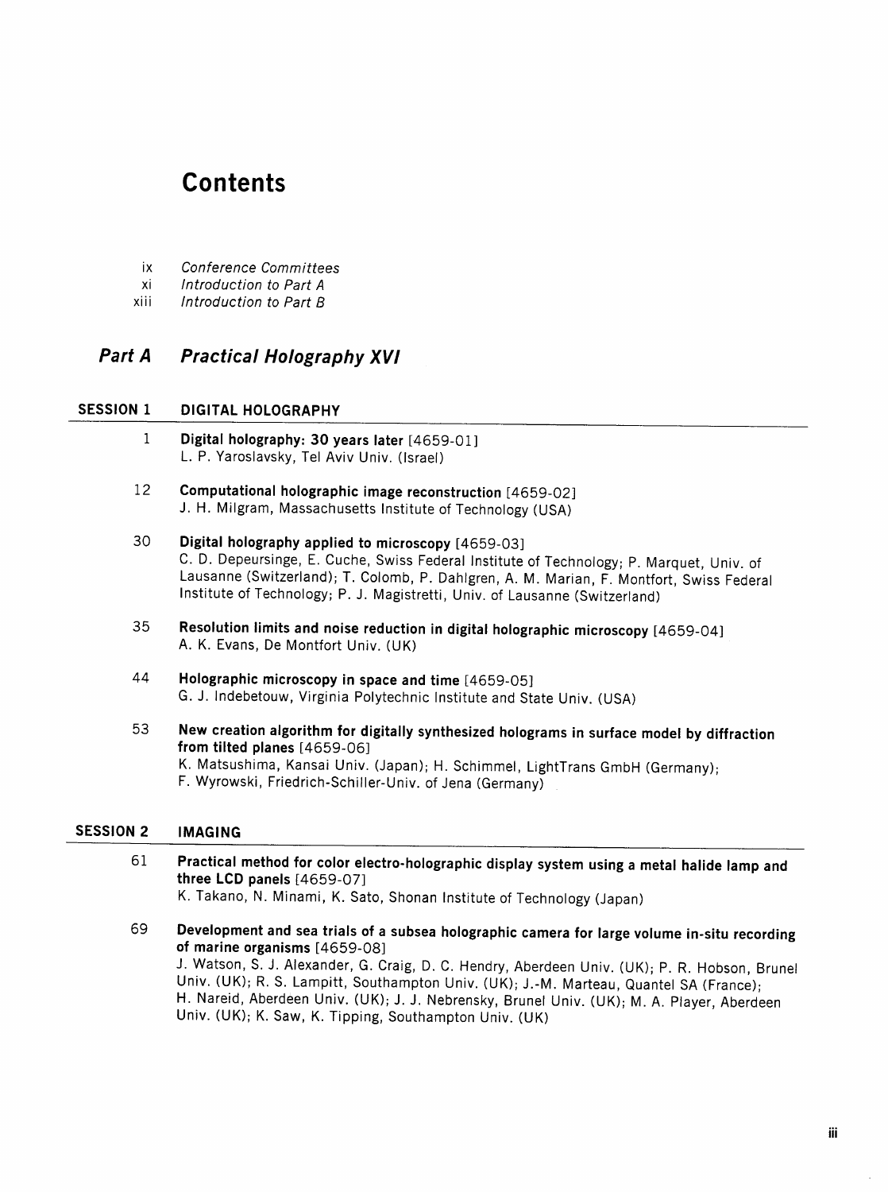# Contents

ix *Conference Committees*
xi *Introduction to Part A*
xiii *Introduction to Part B*

## *Part A Practical Holography XVI*

### SESSION 1 DIGITAL HOLOGRAPHY

1 **Digital holography: 30 years later** [4659-01]
L. P. Yaroslavsky, Tel Aviv Univ. (Israel)

12 **Computational holographic image reconstruction** [4659-02]
J. H. Milgram, Massachusetts Institute of Technology (USA)

30 **Digital holography applied to microscopy** [4659-03]
C. D. Depeursinge, E. Cuche, Swiss Federal Institute of Technology; P. Marquet, Univ. of Lausanne (Switzerland); T. Colomb, P. Dahlgren, A. M. Marian, F. Montfort, Swiss Federal Institute of Technology; P. J. Magistretti, Univ. of Lausanne (Switzerland)

35 **Resolution limits and noise reduction in digital holographic microscopy** [4659-04]
A. K. Evans, De Montfort Univ. (UK)

44 **Holographic microscopy in space and time** [4659-05]
G. J. Indebetouw, Virginia Polytechnic Institute and State Univ. (USA)

53 **New creation algorithm for digitally synthesized holograms in surface model by diffraction from tilted planes** [4659-06]
K. Matsushima, Kansai Univ. (Japan); H. Schimmel, LightTrans GmbH (Germany); F. Wyrowski, Friedrich-Schiller-Univ. of Jena (Germany)

### SESSION 2 IMAGING

61 **Practical method for color electro-holographic display system using a metal halide lamp and three LCD panels** [4659-07]
K. Takano, N. Minami, K. Sato, Shonan Institute of Technology (Japan)

69 **Development and sea trials of a subsea holographic camera for large volume in-situ recording of marine organisms** [4659-08]
J. Watson, S. J. Alexander, G. Craig, D. C. Hendry, Aberdeen Univ. (UK); P. R. Hobson, Brunel Univ. (UK); R. S. Lampitt, Southampton Univ. (UK); J.-M. Marteau, Quantel SA (France); H. Nareid, Aberdeen Univ. (UK); J. J. Nebrensky, Brunel Univ. (UK); M. A. Player, Aberdeen Univ. (UK); K. Saw, K. Tipping, Southampton Univ. (UK)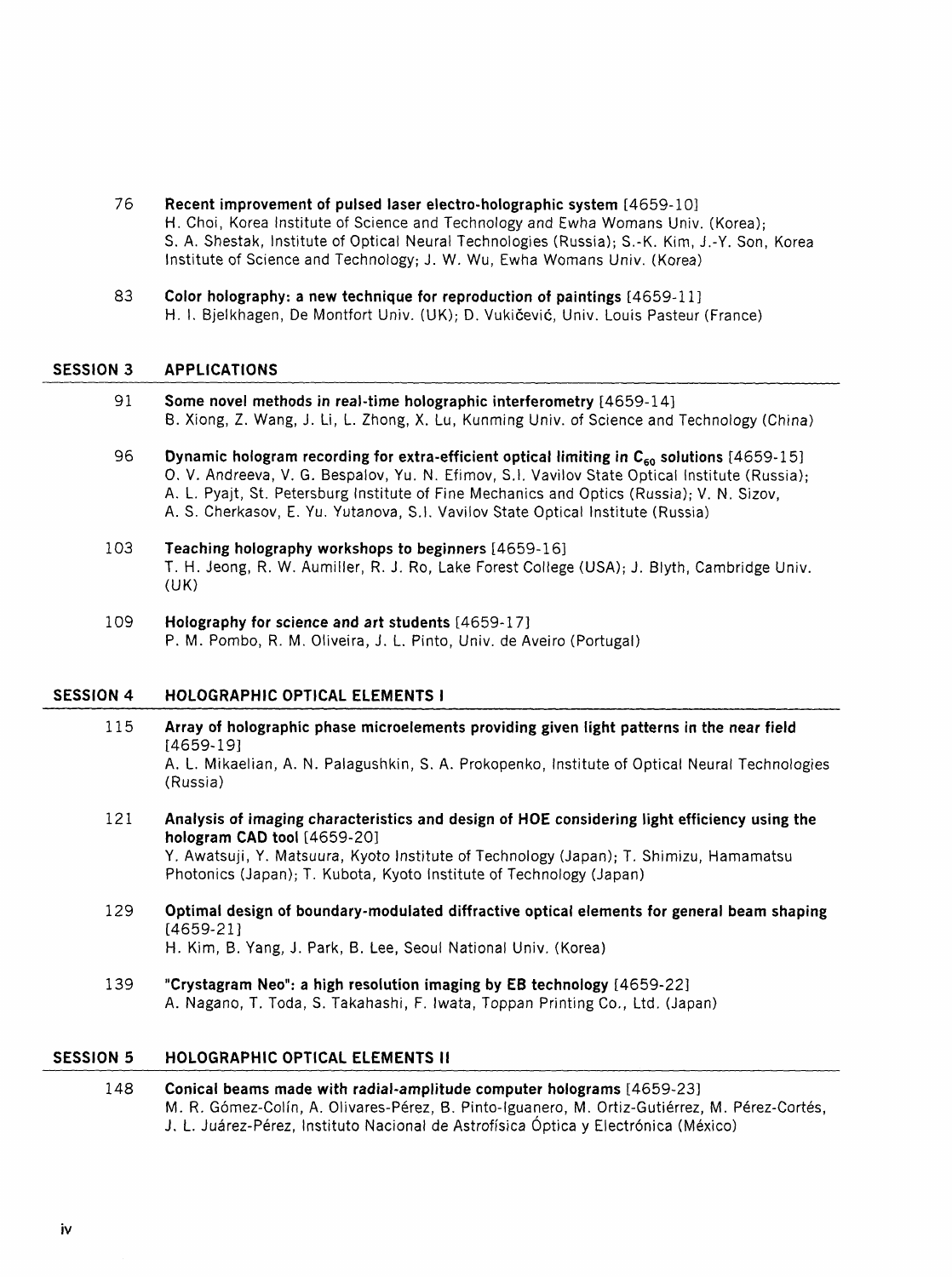76 **Recent improvement of pulsed laser electro-holographic system** [4659-10]
H. Choi, Korea Institute of Science and Technology and Ewha Womans Univ. (Korea); S. A. Shestak, Institute of Optical Neural Technologies (Russia); S.-K. Kim, J.-Y. Son, Korea Institute of Science and Technology; J. W. Wu, Ewha Womans Univ. (Korea)

83 **Color holography: a new technique for reproduction of paintings** [4659-11]
H. I. Bjelkhagen, De Montfort Univ. (UK); D. Vukičević, Univ. Louis Pasteur (France)

## SESSION 3 APPLICATIONS

91 **Some novel methods in real-time holographic interferometry** [4659-14]
B. Xiong, Z. Wang, J. Li, L. Zhong, X. Lu, Kunming Univ. of Science and Technology (China)

96 **Dynamic hologram recording for extra-efficient optical limiting in $C_{60}$ solutions** [4659-15]
O. V. Andreeva, V. G. Bespalov, Yu. N. Efimov, S.I. Vavilov State Optical Institute (Russia); A. L. Pyajt, St. Petersburg Institute of Fine Mechanics and Optics (Russia); V. N. Sizov, A. S. Cherkasov, E. Yu. Yutanova, S.I. Vavilov State Optical Institute (Russia)

103 **Teaching holography workshops to beginners** [4659-16]
T. H. Jeong, R. W. Aumiller, R. J. Ro, Lake Forest College (USA); J. Blyth, Cambridge Univ. (UK)

109 **Holography for science and art students** [4659-17]
P. M. Pombo, R. M. Oliveira, J. L. Pinto, Univ. de Aveiro (Portugal)

## SESSION 4 HOLOGRAPHIC OPTICAL ELEMENTS I

115 **Array of holographic phase microelements providing given light patterns in the near field** [4659-19]
A. L. Mikaelian, A. N. Palagushkin, S. A. Prokopenko, Institute of Optical Neural Technologies (Russia)

121 **Analysis of imaging characteristics and design of HOE considering light efficiency using the hologram CAD tool** [4659-20]
Y. Awatsuji, Y. Matsuura, Kyoto Institute of Technology (Japan); T. Shimizu, Hamamatsu Photonics (Japan); T. Kubota, Kyoto Institute of Technology (Japan)

129 **Optimal design of boundary-modulated diffractive optical elements for general beam shaping** [4659-21]
H. Kim, B. Yang, J. Park, B. Lee, Seoul National Univ. (Korea)

139 **"Crystagram Neo": a high resolution imaging by EB technology** [4659-22]
A. Nagano, T. Toda, S. Takahashi, F. Iwata, Toppan Printing Co., Ltd. (Japan)

## SESSION 5 HOLOGRAPHIC OPTICAL ELEMENTS II

148 **Conical beams made with radial-amplitude computer holograms** [4659-23]
M. R. Gómez-Colín, A. Olivares-Pérez, B. Pinto-Iguanero, M. Ortiz-Gutiérrez, M. Pérez-Cortés, J. L. Juárez-Pérez, Instituto Nacional de Astrofísica Óptica y Electrónica (México)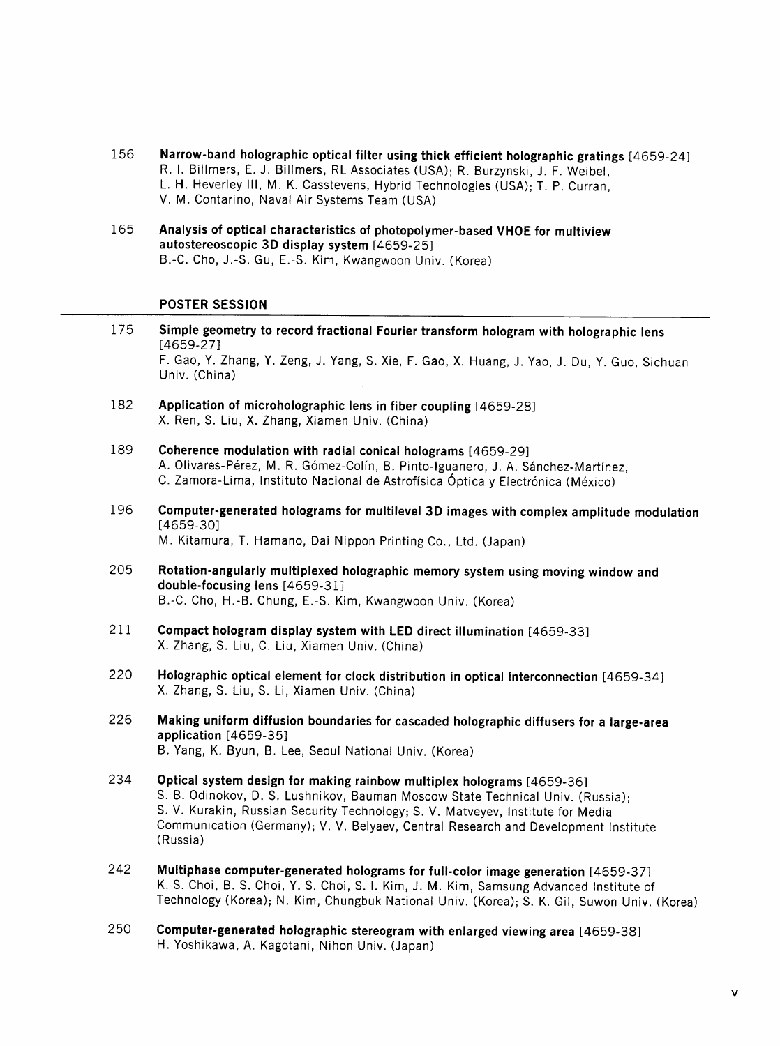156 **Narrow-band holographic optical filter using thick efficient holographic gratings** [4659-24]
R. I. Billmers, E. J. Billmers, RL Associates (USA); R. Burzynski, J. F. Weibel, L. H. Heverley III, M. K. Casstevens, Hybrid Technologies (USA); T. P. Curran, V. M. Contarino, Naval Air Systems Team (USA)

165 **Analysis of optical characteristics of photopolymer-based VHOE for multiview autostereoscopic 3D display system** [4659-25]
B.-C. Cho, J.-S. Gu, E.-S. Kim, Kwangwoon Univ. (Korea)

## POSTER SESSION

175 **Simple geometry to record fractional Fourier transform hologram with holographic lens** [4659-27]
F. Gao, Y. Zhang, Y. Zeng, J. Yang, S. Xie, F. Gao, X. Huang, J. Yao, J. Du, Y. Guo, Sichuan Univ. (China)

182 **Application of microholographic lens in fiber coupling** [4659-28]
X. Ren, S. Liu, X. Zhang, Xiamen Univ. (China)

189 **Coherence modulation with radial conical holograms** [4659-29]
A. Olivares-Pérez, M. R. Gómez-Colín, B. Pinto-Iguanero, J. A. Sánchez-Martínez, C. Zamora-Lima, Instituto Nacional de Astrofísica Óptica y Electrónica (México)

196 **Computer-generated holograms for multilevel 3D images with complex amplitude modulation** [4659-30]
M. Kitamura, T. Hamano, Dai Nippon Printing Co., Ltd. (Japan)

205 **Rotation-angularly multiplexed holographic memory system using moving window and double-focusing lens** [4659-31]
B.-C. Cho, H.-B. Chung, E.-S. Kim, Kwangwoon Univ. (Korea)

211 **Compact hologram display system with LED direct illumination** [4659-33]
X. Zhang, S. Liu, C. Liu, Xiamen Univ. (China)

220 **Holographic optical element for clock distribution in optical interconnection** [4659-34]
X. Zhang, S. Liu, S. Li, Xiamen Univ. (China)

226 **Making uniform diffusion boundaries for cascaded holographic diffusers for a large-area application** [4659-35]
B. Yang, K. Byun, B. Lee, Seoul National Univ. (Korea)

234 **Optical system design for making rainbow multiplex holograms** [4659-36]
S. B. Odinokov, D. S. Lushnikov, Bauman Moscow State Technical Univ. (Russia); S. V. Kurakin, Russian Security Technology; S. V. Matveyev, Institute for Media Communication (Germany); V. V. Belyaev, Central Research and Development Institute (Russia)

242 **Multiphase computer-generated holograms for full-color image generation** [4659-37]
K. S. Choi, B. S. Choi, Y. S. Choi, S. I. Kim, J. M. Kim, Samsung Advanced Institute of Technology (Korea); N. Kim, Chungbuk National Univ. (Korea); S. K. Gil, Suwon Univ. (Korea)

250 **Computer-generated holographic stereogram with enlarged viewing area** [4659-38]
H. Yoshikawa, A. Kagotani, Nihon Univ. (Japan)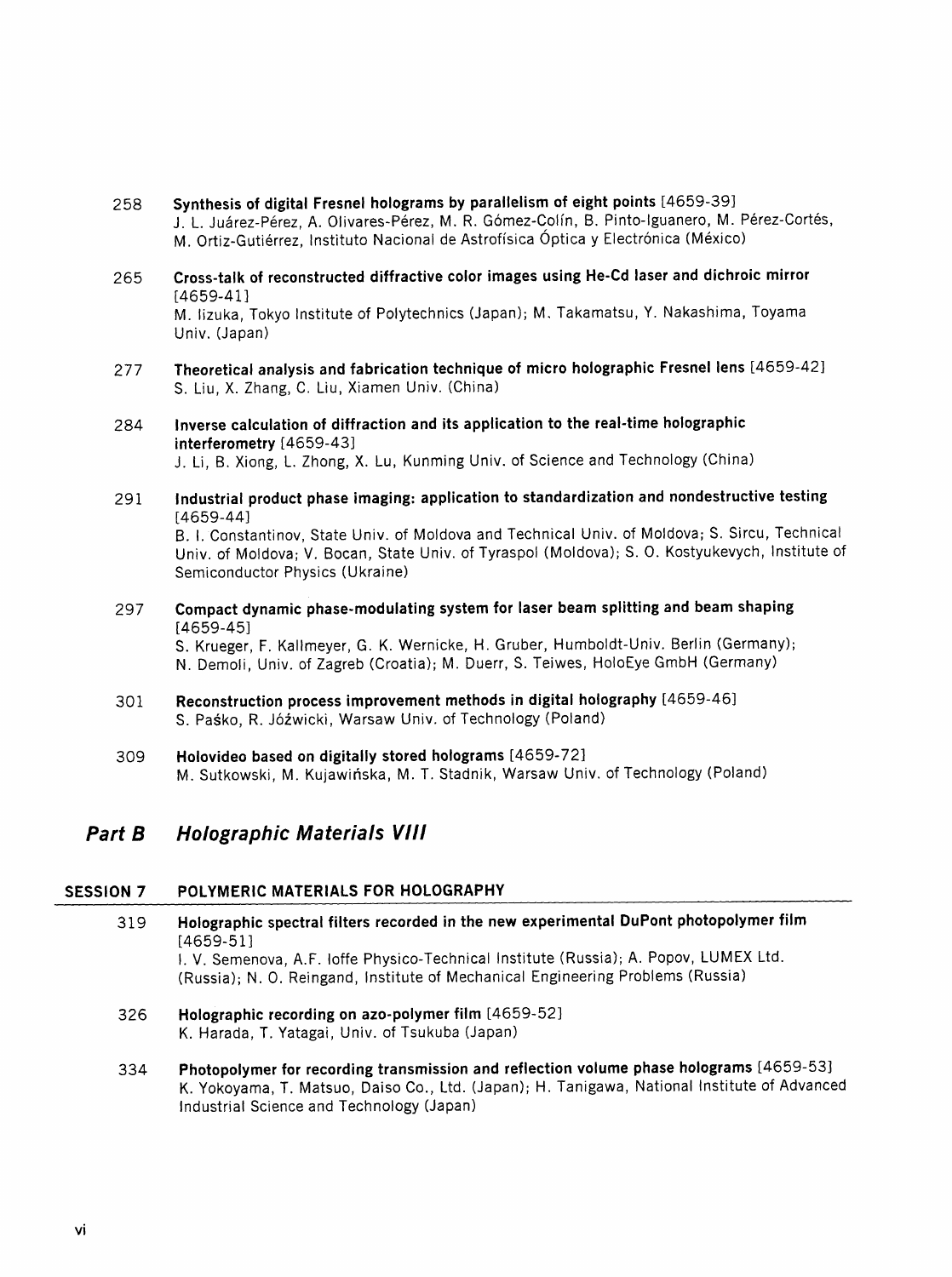258 **Synthesis of digital Fresnel holograms by parallelism of eight points** [4659-39]
J. L. Juárez-Pérez, A. Olivares-Pérez, M. R. Gómez-Colín, B. Pinto-Iguanero, M. Pérez-Cortés, M. Ortiz-Gutiérrez, Instituto Nacional de Astrofísica Óptica y Electrónica (México)

265 **Cross-talk of reconstructed diffractive color images using He-Cd laser and dichroic mirror** [4659-41]
M. Iizuka, Tokyo Institute of Polytechnics (Japan); M. Takamatsu, Y. Nakashima, Toyama Univ. (Japan)

277 **Theoretical analysis and fabrication technique of micro holographic Fresnel lens** [4659-42]
S. Liu, X. Zhang, C. Liu, Xiamen Univ. (China)

284 **Inverse calculation of diffraction and its application to the real-time holographic interferometry** [4659-43]
J. Li, B. Xiong, L. Zhong, X. Lu, Kunming Univ. of Science and Technology (China)

291 **Industrial product phase imaging: application to standardization and nondestructive testing** [4659-44]
B. I. Constantinov, State Univ. of Moldova and Technical Univ. of Moldova; S. Sircu, Technical Univ. of Moldova; V. Bocan, State Univ. of Tyraspol (Moldova); S. O. Kostyukevych, Institute of Semiconductor Physics (Ukraine)

297 **Compact dynamic phase-modulating system for laser beam splitting and beam shaping** [4659-45]
S. Krueger, F. Kallmeyer, G. K. Wernicke, H. Gruber, Humboldt-Univ. Berlin (Germany); N. Demoli, Univ. of Zagreb (Croatia); M. Duerr, S. Teiwes, HoloEye GmbH (Germany)

301 **Reconstruction process improvement methods in digital holography** [4659-46]
S. Paśko, R. Jóźwicki, Warsaw Univ. of Technology (Poland)

309 **Holovideo based on digitally stored holograms** [4659-72]
M. Sutkowski, M. Kujawińska, M. T. Stadnik, Warsaw Univ. of Technology (Poland)

## *Part B Holographic Materials VIII*

### SESSION 7 POLYMERIC MATERIALS FOR HOLOGRAPHY

319 **Holographic spectral filters recorded in the new experimental DuPont photopolymer film** [4659-51]
I. V. Semenova, A.F. Ioffe Physico-Technical Institute (Russia); A. Popov, LUMEX Ltd. (Russia); N. O. Reingand, Institute of Mechanical Engineering Problems (Russia)

326 **Holographic recording on azo-polymer film** [4659-52]
K. Harada, T. Yatagai, Univ. of Tsukuba (Japan)

334 **Photopolymer for recording transmission and reflection volume phase holograms** [4659-53]
K. Yokoyama, T. Matsuo, Daiso Co., Ltd. (Japan); H. Tanigawa, National Institute of Advanced Industrial Science and Technology (Japan)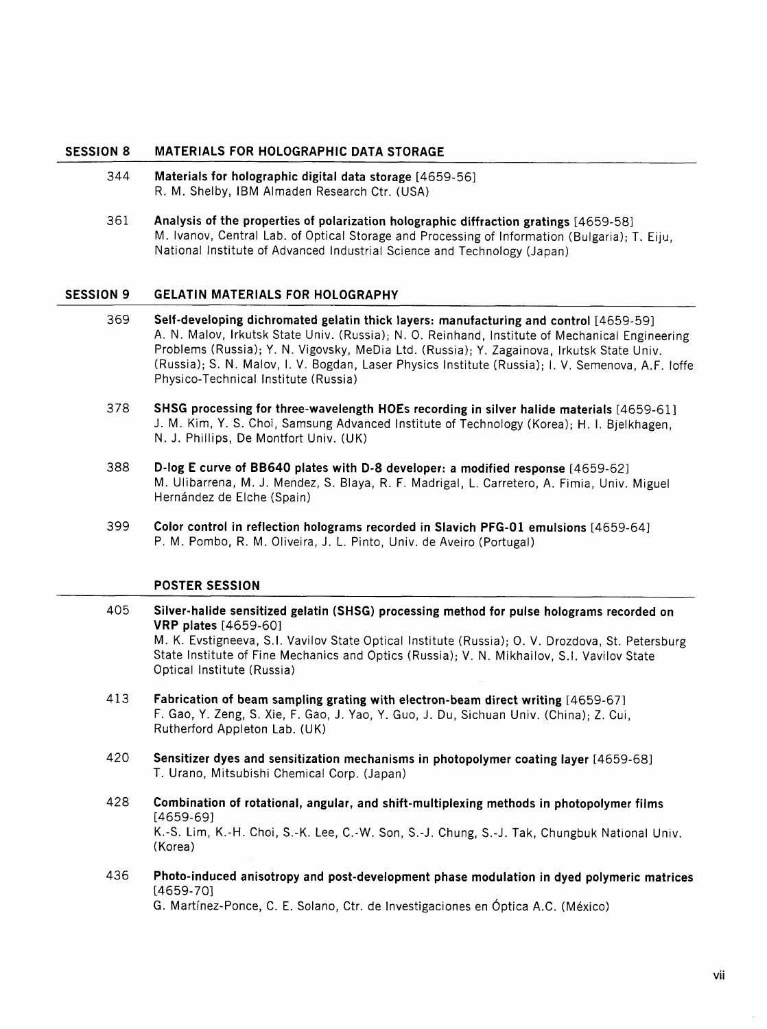## SESSION 8 MATERIALS FOR HOLOGRAPHIC DATA STORAGE

344 **Materials for holographic digital data storage** [4659-56]
R. M. Shelby, IBM Almaden Research Ctr. (USA)

361 **Analysis of the properties of polarization holographic diffraction gratings** [4659-58]
M. Ivanov, Central Lab. of Optical Storage and Processing of Information (Bulgaria); T. Eiju, National Institute of Advanced Industrial Science and Technology (Japan)

## SESSION 9 GELATIN MATERIALS FOR HOLOGRAPHY

369 **Self-developing dichromated gelatin thick layers: manufacturing and control** [4659-59]
A. N. Malov, Irkutsk State Univ. (Russia); N. O. Reinhand, Institute of Mechanical Engineering Problems (Russia); Y. N. Vigovsky, MeDia Ltd. (Russia); Y. Zagainova, Irkutsk State Univ. (Russia); S. N. Malov, I. V. Bogdan, Laser Physics Institute (Russia); I. V. Semenova, A.F. Ioffe Physico-Technical Institute (Russia)

378 **SHSG processing for three-wavelength HOEs recording in silver halide materials** [4659-61]
J. M. Kim, Y. S. Choi, Samsung Advanced Institute of Technology (Korea); H. I. Bjelkhagen, N. J. Phillips, De Montfort Univ. (UK)

388 **D-log E curve of BB640 plates with D-8 developer: a modified response** [4659-62]
M. Ulibarrena, M. J. Mendez, S. Blaya, R. F. Madrigal, L. Carretero, A. Fimia, Univ. Miguel Hernández de Elche (Spain)

399 **Color control in reflection holograms recorded in Slavich PFG-01 emulsions** [4659-64]
P. M. Pombo, R. M. Oliveira, J. L. Pinto, Univ. de Aveiro (Portugal)

## POSTER SESSION

405 **Silver-halide sensitized gelatin (SHSG) processing method for pulse holograms recorded on VRP plates** [4659-60]
M. K. Evstigneeva, S.I. Vavilov State Optical Institute (Russia); O. V. Drozdova, St. Petersburg State Institute of Fine Mechanics and Optics (Russia); V. N. Mikhailov, S.I. Vavilov State Optical Institute (Russia)

413 **Fabrication of beam sampling grating with electron-beam direct writing** [4659-67]
F. Gao, Y. Zeng, S. Xie, F. Gao, J. Yao, Y. Guo, J. Du, Sichuan Univ. (China); Z. Cui, Rutherford Appleton Lab. (UK)

420 **Sensitizer dyes and sensitization mechanisms in photopolymer coating layer** [4659-68]
T. Urano, Mitsubishi Chemical Corp. (Japan)

428 **Combination of rotational, angular, and shift-multiplexing methods in photopolymer films** [4659-69]
K.-S. Lim, K.-H. Choi, S.-K. Lee, C.-W. Son, S.-J. Chung, S.-J. Tak, Chungbuk National Univ. (Korea)

436 **Photo-induced anisotropy and post-development phase modulation in dyed polymeric matrices** [4659-70]
G. Martínez-Ponce, C. E. Solano, Ctr. de Investigaciones en Óptica A.C. (México)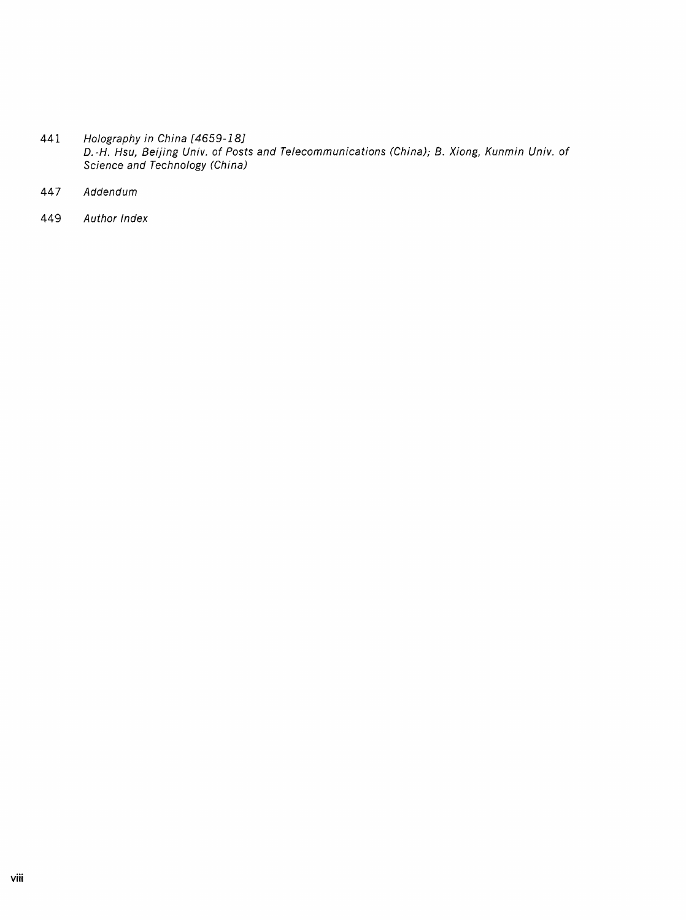441 *Holography in China [4659-18]*
*D.-H. Hsu, Beijing Univ. of Posts and Telecommunications (China); B. Xiong, Kunmin Univ. of Science and Technology (China)*

447 *Addendum*

449 *Author Index*